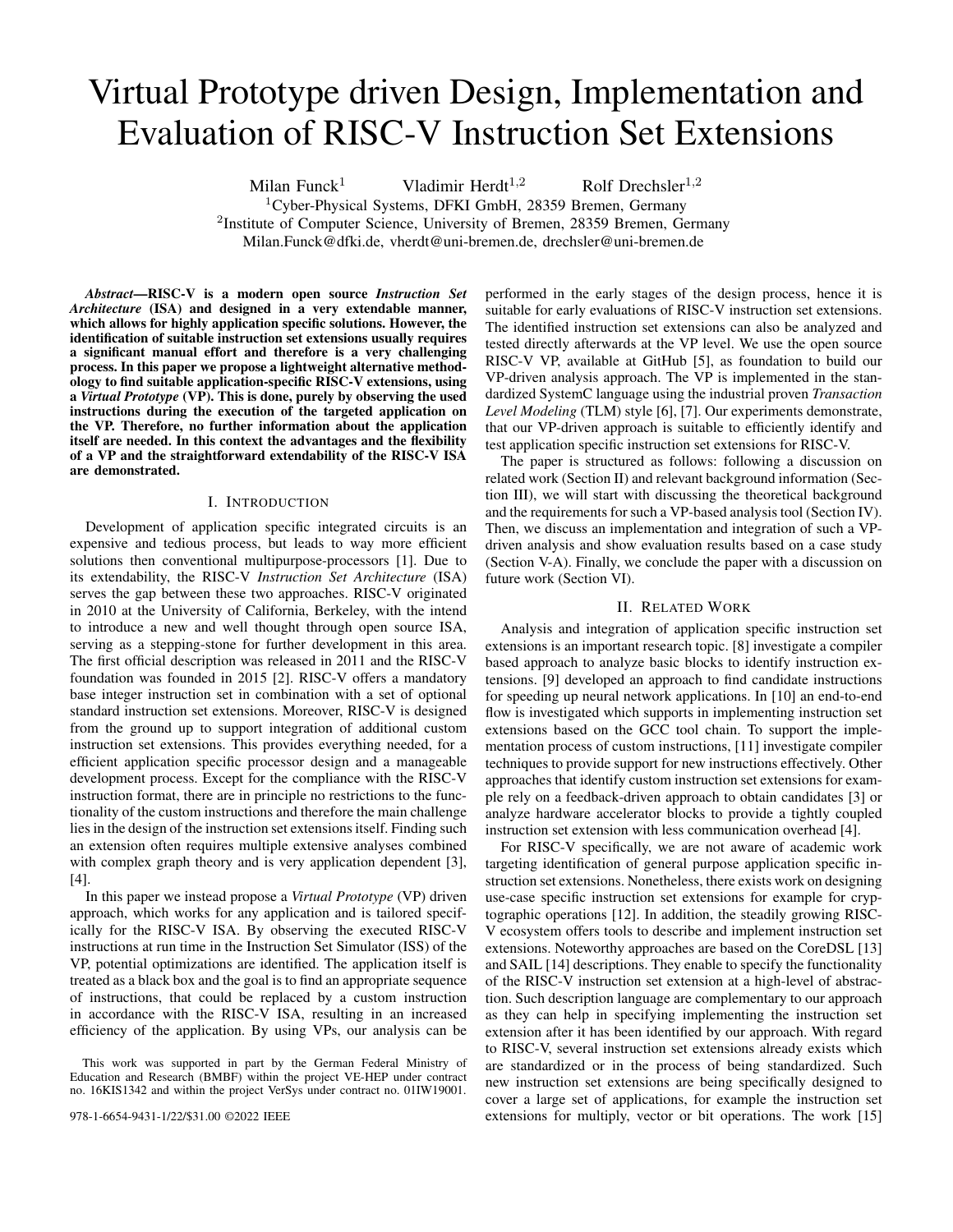# Virtual Prototype driven Design, Implementation and Evaluation of RISC-V Instruction Set Extensions

Milan Funck[1] Vladimir Herdt[1,2] Rolf Drechsler[1,2]

[1]Cyber-Physical Systems, DFKI GmbH, 28359 Bremen, Germany
[2]Institute of Computer Science, University of Bremen, 28359 Bremen, Germany
Milan.Funck@dfki.de, vherdt@uni-bremen.de, drechsler@uni-bremen.de

***Abstract*—RISC-V is a modern open source *Instruction Set Architecture* (ISA) and designed in a very extendable manner, which allows for highly application specific solutions. However, the identification of suitable instruction set extensions usually requires a significant manual effort and therefore is a very challenging process. In this paper we propose a lightweight alternative methodology to find suitable application-specific RISC-V extensions, using a *Virtual Prototype* (VP). This is done, purely by observing the used instructions during the execution of the targeted application on the VP. Therefore, no further information about the application itself are needed. In this context the advantages and the flexibility of a VP and the straightforward extendability of the RISC-V ISA are demonstrated.**

## I. Introduction

Development of application specific integrated circuits is an expensive and tedious process, but leads to way more efficient solutions then conventional multipurpose-processors [1]. Due to its extendability, the RISC-V *Instruction Set Architecture* (ISA) serves the gap between these two approaches. RISC-V originated in 2010 at the University of California, Berkeley, with the intend to introduce a new and well thought through open source ISA, serving as a stepping-stone for further development in this area. The first official description was released in 2011 and the RISC-V foundation was founded in 2015 [2]. RISC-V offers a mandatory base integer instruction set in combination with a set of optional standard instruction set extensions. Moreover, RISC-V is designed from the ground up to support integration of additional custom instruction set extensions. This provides everything needed, for a efficient application specific processor design and a manageable development process. Except for the compliance with the RISC-V instruction format, there are in principle no restrictions to the functionality of the custom instructions and therefore the main challenge lies in the design of the instruction set extensions itself. Finding such an extension often requires multiple extensive analyses combined with complex graph theory and is very application dependent [3], [4].

In this paper we instead propose a *Virtual Prototype* (VP) driven approach, which works for any application and is tailored specifically for the RISC-V ISA. By observing the executed RISC-V instructions at run time in the Instruction Set Simulator (ISS) of the VP, potential optimizations are identified. The application itself is treated as a black box and the goal is to find an appropriate sequence of instructions, that could be replaced by a custom instruction in accordance with the RISC-V ISA, resulting in an increased efficiency of the application. By using VPs, our analysis can be performed in the early stages of the design process, hence it is suitable for early evaluations of RISC-V instruction set extensions. The identified instruction set extensions can also be analyzed and tested directly afterwards at the VP level. We use the open source RISC-V VP, available at GitHub [5], as foundation to build our VP-driven analysis approach. The VP is implemented in the standardized SystemC language using the industrial proven *Transaction Level Modeling* (TLM) style [6], [7]. Our experiments demonstrate, that our VP-driven approach is suitable to efficiently identify and test application specific instruction set extensions for RISC-V.

The paper is structured as follows: following a discussion on related work (Section II) and relevant background information (Section III), we will start with discussing the theoretical background and the requirements for such a VP-based analysis tool (Section IV). Then, we discuss an implementation and integration of such a VP-driven analysis and show evaluation results based on a case study (Section V-A). Finally, we conclude the paper with a discussion on future work (Section VI).

## II. Related Work

Analysis and integration of application specific instruction set extensions is an important research topic. [8] investigate a compiler based approach to analyze basic blocks to identify instruction extensions. [9] developed an approach to find candidate instructions for speeding up neural network applications. In [10] an end-to-end flow is investigated which supports in implementing instruction set extensions based on the GCC tool chain. To support the implementation process of custom instructions, [11] investigate compiler techniques to provide support for new instructions effectively. Other approaches that identify custom instruction set extensions for example rely on a feedback-driven approach to obtain candidates [3] or analyze hardware accelerator blocks to provide a tightly coupled instruction set extension with less communication overhead [4].

For RISC-V specifically, we are not aware of academic work targeting identification of general purpose application specific instruction set extensions. Nonetheless, there exists work on designing use-case specific instruction set extensions for example for cryptographic operations [12]. In addition, the steadily growing RISC-V ecosystem offers tools to describe and implement instruction set extensions. Noteworthy approaches are based on the CoreDSL [13] and SAIL [14] descriptions. They enable to specify the functionality of the RISC-V instruction set extension at a high-level of abstraction. Such description language are complementary to our approach as they can help in specifying implementing the instruction set extension after it has been identified by our approach. With regard to RISC-V, several instruction set extensions already exists which are standardized or in the process of being standardized. Such new instruction set extensions are being specifically designed to cover a large set of applications, for example the instruction set extensions for multiply, vector or bit operations. The work [15]

This work was supported in part by the German Federal Ministry of Education and Research (BMBF) within the project VE-HEP under contract no. 16KIS1342 and within the project VerSys under contract no. 01IW19001.

978-1-6654-9431-1/22/$31.00 ©2022 IEEE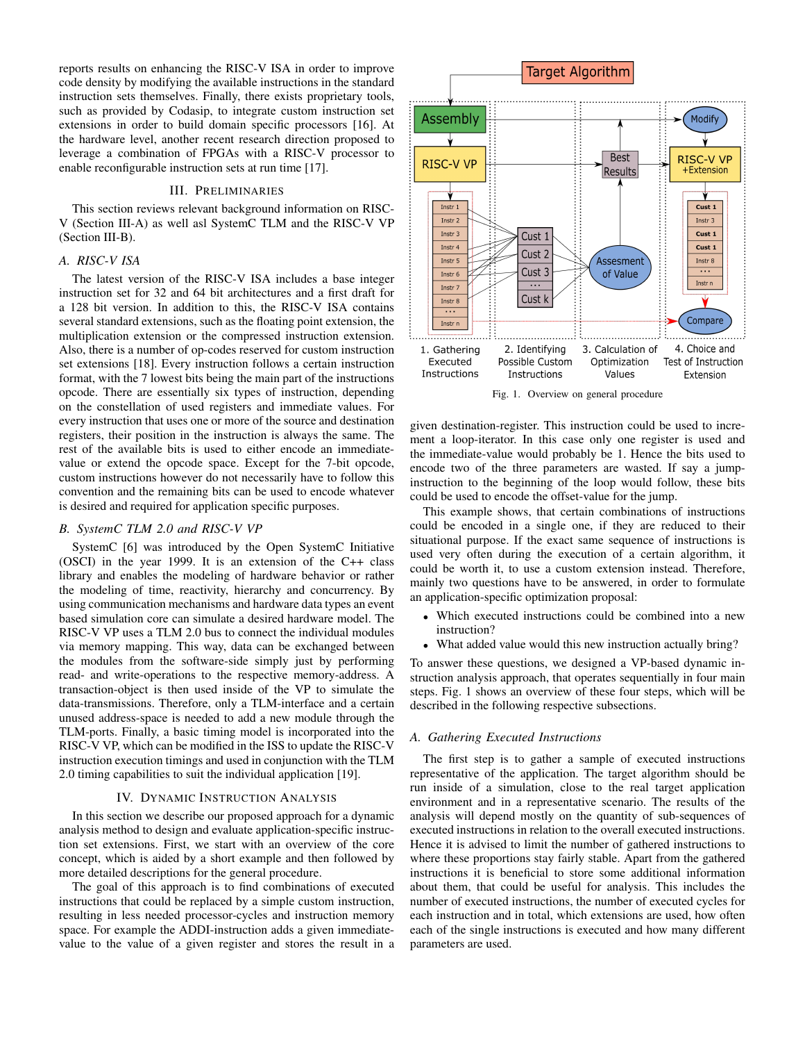reports results on enhancing the RISC-V ISA in order to improve code density by modifying the available instructions in the standard instruction sets themselves. Finally, there exists proprietary tools, such as provided by Codasip, to integrate custom instruction set extensions in order to build domain specific processors [16]. At the hardware level, another recent research direction proposed to leverage a combination of FPGAs with a RISC-V processor to enable reconfigurable instruction sets at run time [17].

## III. Preliminaries

This section reviews relevant background information on RISC-V (Section III-A) as well asl SystemC TLM and the RISC-V VP (Section III-B).

### A. RISC-V ISA

The latest version of the RISC-V ISA includes a base integer instruction set for 32 and 64 bit architectures and a first draft for a 128 bit version. In addition to this, the RISC-V ISA contains several standard extensions, such as the floating point extension, the multiplication extension or the compressed instruction extension. Also, there is a number of op-codes reserved for custom instruction set extensions [18]. Every instruction follows a certain instruction format, with the 7 lowest bits being the main part of the instructions opcode. There are essentially six types of instruction, depending on the constellation of used registers and immediate values. For every instruction that uses one or more of the source and destination registers, their position in the instruction is always the same. The rest of the available bits is used to either encode an immediate-value or extend the opcode space. Except for the 7-bit opcode, custom instructions however do not necessarily have to follow this convention and the remaining bits can be used to encode whatever is desired and required for application specific purposes.

### B. SystemC TLM 2.0 and RISC-V VP

SystemC [6] was introduced by the Open SystemC Initiative (OSCI) in the year 1999. It is an extension of the C++ class library and enables the modeling of hardware behavior or rather the modeling of time, reactivity, hierarchy and concurrency. By using communication mechanisms and hardware data types an event based simulation core can simulate a desired hardware model. The RISC-V VP uses a TLM 2.0 bus to connect the individual modules via memory mapping. This way, data can be exchanged between the modules from the software-side simply just by performing read- and write-operations to the respective memory-address. A transaction-object is then used inside of the VP to simulate the data-transmissions. Therefore, only a TLM-interface and a certain unused address-space is needed to add a new module through the TLM-ports. Finally, a basic timing model is incorporated into the RISC-V VP, which can be modified in the ISS to update the RISC-V instruction execution timings and used in conjunction with the TLM 2.0 timing capabilities to suit the individual application [19].

## IV. Dynamic Instruction Analysis

In this section we describe our proposed approach for a dynamic analysis method to design and evaluate application-specific instruction set extensions. First, we start with an overview of the core concept, which is aided by a short example and then followed by more detailed descriptions for the general procedure.

The goal of this approach is to find combinations of executed instructions that could be replaced by a simple custom instruction, resulting in less needed processor-cycles and instruction memory space. For example the ADDI-instruction adds a given immediate-value to the value of a given register and stores the result in a given destination-register. This instruction could be used to increment a loop-iterator. In this case only one register is used and the immediate-value would probably be 1. Hence the bits used to encode two of the three parameters are wasted. If say a jump-instruction to the beginning of the loop would follow, these bits could be used to encode the offset-value for the jump.

Fig. 1. Overview on general procedure

This example shows, that certain combinations of instructions could be encoded in a single one, if they are reduced to their situational purpose. If the exact same sequence of instructions is used very often during the execution of a certain algorithm, it could be worth it, to use a custom extension instead. Therefore, mainly two questions have to be answered, in order to formulate an application-specific optimization proposal:

- Which executed instructions could be combined into a new instruction?
- What added value would this new instruction actually bring?

To answer these questions, we designed a VP-based dynamic instruction analysis approach, that operates sequentially in four main steps. Fig. 1 shows an overview of these four steps, which will be described in the following respective subsections.

### A. Gathering Executed Instructions

The first step is to gather a sample of executed instructions representative of the application. The target algorithm should be run inside of a simulation, close to the real target application environment and in a representative scenario. The results of the analysis will depend mostly on the quantity of sub-sequences of executed instructions in relation to the overall executed instructions. Hence it is advised to limit the number of gathered instructions to where these proportions stay fairly stable. Apart from the gathered instructions it is beneficial to store some additional information about them, that could be useful for analysis. This includes the number of executed instructions, the number of executed cycles for each instruction and in total, which extensions are used, how often each of the single instructions is executed and how many different parameters are used.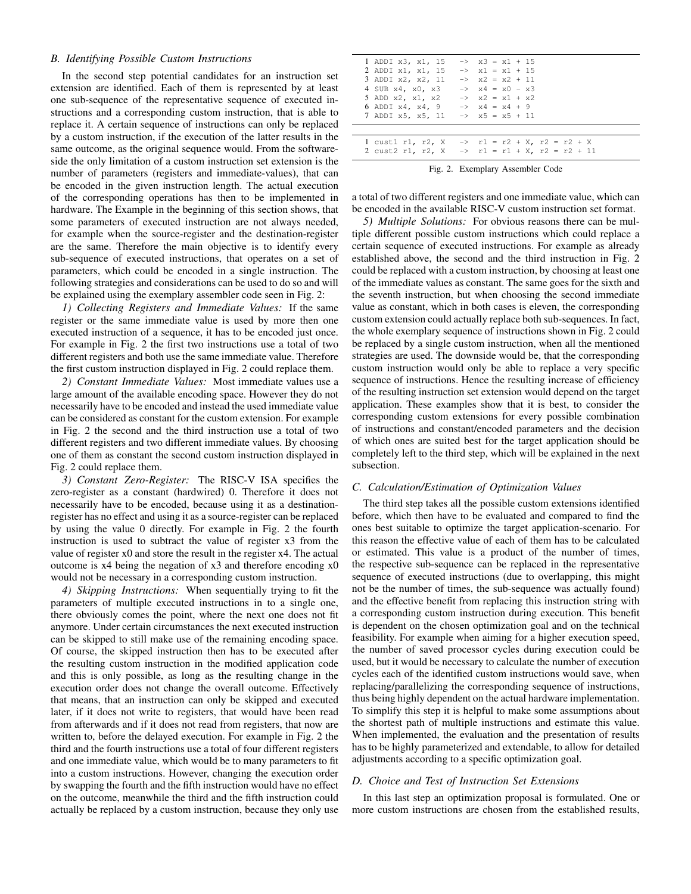### B. Identifying Possible Custom Instructions

In the second step potential candidates for an instruction set extension are identified. Each of them is represented by at least one sub-sequence of the representative sequence of executed instructions and a corresponding custom instruction, that is able to replace it. A certain sequence of instructions can only be replaced by a custom instruction, if the execution of the latter results in the same outcome, as the original sequence would. From the software-side the only limitation of a custom instruction set extension is the number of parameters (registers and immediate-values), that can be encoded in the given instruction length. The actual execution of the corresponding operations has then to be implemented in hardware. The Example in the beginning of this section shows, that some parameters of executed instruction are not always needed, for example when the source-register and the destination-register are the same. Therefore the main objective is to identify every sub-sequence of executed instructions, that operates on a set of parameters, which could be encoded in a single instruction. The following strategies and considerations can be used to do so and will be explained using the exemplary assembler code seen in Fig. 2:

*1) Collecting Registers and Immediate Values:* If the same register or the same immediate value is used by more then one executed instruction of a sequence, it has to be encoded just once. For example in Fig. 2 the first two instructions use a total of two different registers and both use the same immediate value. Therefore the first custom instruction displayed in Fig. 2 could replace them.

*2) Constant Immediate Values:* Most immediate values use a large amount of the available encoding space. However they do not necessarily have to be encoded and instead the used immediate value can be considered as constant for the custom extension. For example in Fig. 2 the second and the third instruction use a total of two different registers and two different immediate values. By choosing one of them as constant the second custom instruction displayed in Fig. 2 could replace them.

*3) Constant Zero-Register:* The RISC-V ISA specifies the zero-register as a constant (hardwired) 0. Therefore it does not necessarily have to be encoded, because using it as a destination-register has no effect and using it as a source-register can be replaced by using the value 0 directly. For example in Fig. 2 the fourth instruction is used to subtract the value of register x3 from the value of register x0 and store the result in the register x4. The actual outcome is x4 being the negation of x3 and therefore encoding x0 would not be necessary in a corresponding custom instruction.

*4) Skipping Instructions:* When sequentially trying to fit the parameters of multiple executed instructions in to a single one, there obviously comes the point, where the next one does not fit anymore. Under certain circumstances the next executed instruction can be skipped to still make use of the remaining encoding space. Of course, the skipped instruction then has to be executed after the resulting custom instruction in the modified application code and this is only possible, as long as the resulting change in the execution order does not change the overall outcome. Effectively that means, that an instruction can only be skipped and executed later, if it does not write to registers, that would have been read from afterwards and if it does not read from registers, that now are written to, before the delayed execution. For example in Fig. 2 the third and the fourth instructions use a total of four different registers and one immediate value, which would be to many parameters to fit into a custom instructions. However, changing the execution order by swapping the fourth and the fifth instruction would have no effect on the outcome, meanwhile the third and the fifth instruction could actually be replaced by a custom instruction, because they only use a total of two different registers and one immediate value, which can be encoded in the available RISC-V custom instruction set format.

```
1 ADDI x3, x1, 15   ->  x3 = x1 + 15
2 ADDI x1, x1, 15   ->  x1 = x1 + 15
3 ADDI x2, x2, 11   ->  x2 = x2 + 11
4 SUB x4, x0, x3    ->  x4 = x0 - x3
5 ADD x2, x1, x2    ->  x2 = x1 + x2
6 ADDI x4, x4, 9    ->  x4 = x4 + 9
7 ADDI x5, x5, 11   ->  x5 = x5 + 11
```

```
1 cust1 r1, r2, X   ->  r1 = r2 + X, r2 = r2 + X
2 cust2 r1, r2, X   ->  r1 = r1 + X, r2 = r2 + 11
```

Fig. 2. Exemplary Assembler Code

*5) Multiple Solutions:* For obvious reasons there can be multiple different possible custom instructions which could replace a certain sequence of executed instructions. For example as already established above, the second and the third instruction in Fig. 2 could be replaced with a custom instruction, by choosing at least one of the immediate values as constant. The same goes for the sixth and the seventh instruction, but when choosing the second immediate value as constant, which in both cases is eleven, the corresponding custom extension could actually replace both sub-sequences. In fact, the whole exemplary sequence of instructions shown in Fig. 2 could be replaced by a single custom instruction, when all the mentioned strategies are used. The downside would be, that the corresponding custom instruction would only be able to replace a very specific sequence of instructions. Hence the resulting increase of efficiency of the resulting instruction set extension would depend on the target application. These examples show that it is best, to consider the corresponding custom extensions for every possible combination of instructions and constant/encoded parameters and the decision of which ones are suited best for the target application should be completely left to the third step, which will be explained in the next subsection.

### C. Calculation/Estimation of Optimization Values

The third step takes all the possible custom extensions identified before, which then have to be evaluated and compared to find the ones best suitable to optimize the target application-scenario. For this reason the effective value of each of them has to be calculated or estimated. This value is a product of the number of times, the respective sub-sequence can be replaced in the representative sequence of executed instructions (due to overlapping, this might not be the number of times, the sub-sequence was actually found) and the effective benefit from replacing this instruction string with a corresponding custom instruction during execution. This benefit is dependent on the chosen optimization goal and on the technical feasibility. For example when aiming for a higher execution speed, the number of saved processor cycles during execution could be used, but it would be necessary to calculate the number of execution cycles each of the identified custom instructions would save, when replacing/parallelizing the corresponding sequence of instructions, thus being highly dependent on the actual hardware implementation. To simplify this step it is helpful to make some assumptions about the shortest path of multiple instructions and estimate this value. When implemented, the evaluation and the presentation of results has to be highly parameterized and extendable, to allow for detailed adjustments according to a specific optimization goal.

### D. Choice and Test of Instruction Set Extensions

In this last step an optimization proposal is formulated. One or more custom instructions are chosen from the established results,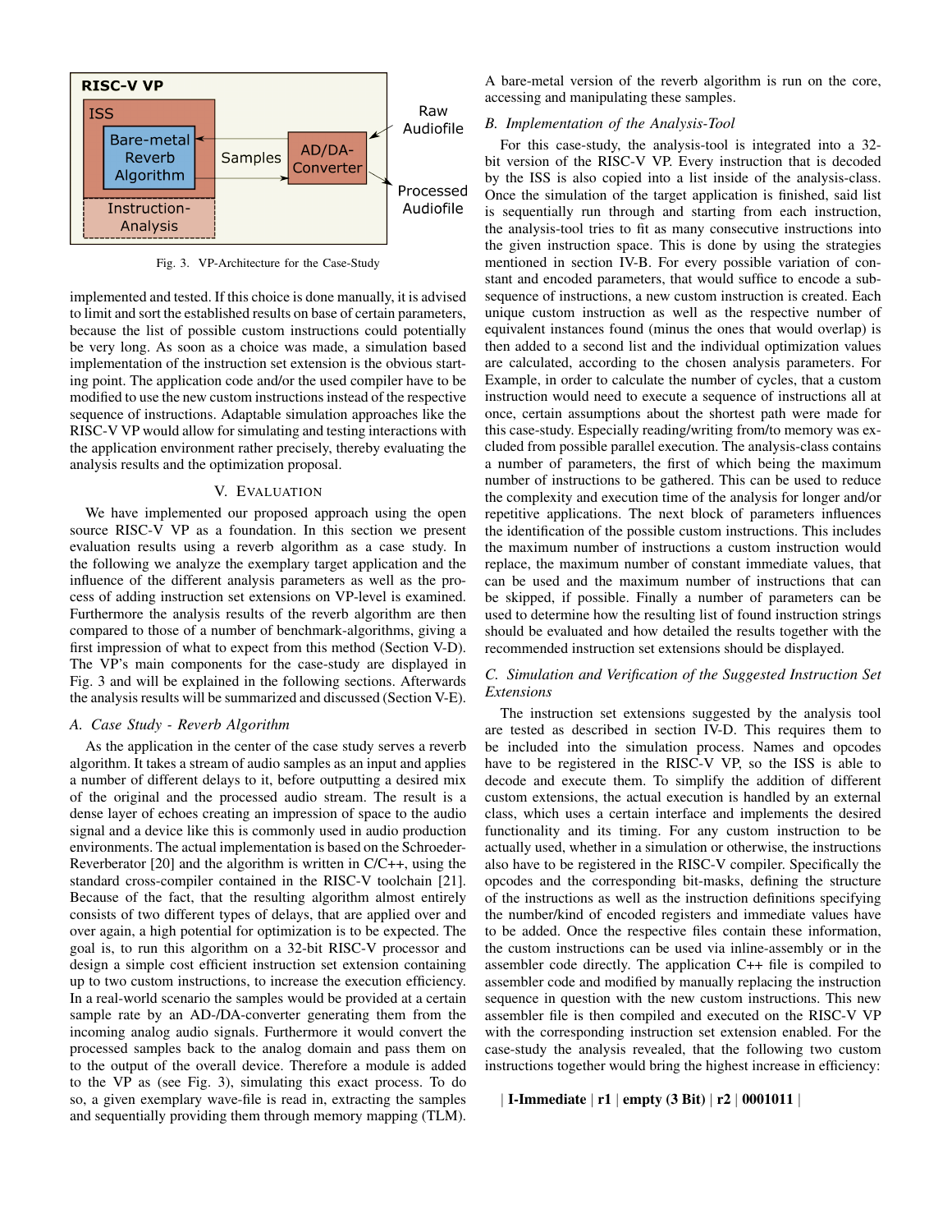Fig. 3. VP-Architecture for the Case-Study

implemented and tested. If this choice is done manually, it is advised to limit and sort the established results on base of certain parameters, because the list of possible custom instructions could potentially be very long. As soon as a choice was made, a simulation based implementation of the instruction set extension is the obvious starting point. The application code and/or the used compiler have to be modified to use the new custom instructions instead of the respective sequence of instructions. Adaptable simulation approaches like the RISC-V VP would allow for simulating and testing interactions with the application environment rather precisely, thereby evaluating the analysis results and the optimization proposal.

## V. Evaluation

We have implemented our proposed approach using the open source RISC-V VP as a foundation. In this section we present evaluation results using a reverb algorithm as a case study. In the following we analyze the exemplary target application and the influence of the different analysis parameters as well as the process of adding instruction set extensions on VP-level is examined. Furthermore the analysis results of the reverb algorithm are then compared to those of a number of benchmark-algorithms, giving a first impression of what to expect from this method (Section V-D). The VP's main components for the case-study are displayed in Fig. 3 and will be explained in the following sections. Afterwards the analysis results will be summarized and discussed (Section V-E).

### *A. Case Study - Reverb Algorithm*

As the application in the center of the case study serves a reverb algorithm. It takes a stream of audio samples as an input and applies a number of different delays to it, before outputting a desired mix of the original and the processed audio stream. The result is a dense layer of echoes creating an impression of space to the audio signal and a device like this is commonly used in audio production environments. The actual implementation is based on the Schroeder-Reverberator [20] and the algorithm is written in C/C++, using the standard cross-compiler contained in the RISC-V toolchain [21]. Because of the fact, that the resulting algorithm almost entirely consists of two different types of delays, that are applied over and over again, a high potential for optimization is to be expected. The goal is, to run this algorithm on a 32-bit RISC-V processor and design a simple cost efficient instruction set extension containing up to two custom instructions, to increase the execution efficiency. In a real-world scenario the samples would be provided at a certain sample rate by an AD-/DA-converter generating them from the incoming analog audio signals. Furthermore it would convert the processed samples back to the analog domain and pass them on to the output of the overall device. Therefore a module is added to the VP as (see Fig. 3), simulating this exact process. To do so, a given exemplary wave-file is read in, extracting the samples and sequentially providing them through memory mapping (TLM). A bare-metal version of the reverb algorithm is run on the core, accessing and manipulating these samples.

### *B. Implementation of the Analysis-Tool*

For this case-study, the analysis-tool is integrated into a 32-bit version of the RISC-V VP. Every instruction that is decoded by the ISS is also copied into a list inside of the analysis-class. Once the simulation of the target application is finished, said list is sequentially run through and starting from each instruction, the analysis-tool tries to fit as many consecutive instructions into the given instruction space. This is done by using the strategies mentioned in section IV-B. For every possible variation of constant and encoded parameters, that would suffice to encode a subsequence of instructions, a new custom instruction is created. Each unique custom instruction as well as the respective number of equivalent instances found (minus the ones that would overlap) is then added to a second list and the individual optimization values are calculated, according to the chosen analysis parameters. For Example, in order to calculate the number of cycles, that a custom instruction would need to execute a sequence of instructions all at once, certain assumptions about the shortest path were made for this case-study. Especially reading/writing from/to memory was excluded from possible parallel execution. The analysis-class contains a number of parameters, the first of which being the maximum number of instructions to be gathered. This can be used to reduce the complexity and execution time of the analysis for longer and/or repetitive applications. The next block of parameters influences the identification of the possible custom instructions. This includes the maximum number of instructions a custom instruction would replace, the maximum number of constant immediate values, that can be used and the maximum number of instructions that can be skipped, if possible. Finally a number of parameters can be used to determine how the resulting list of found instruction strings should be evaluated and how detailed the results together with the recommended instruction set extensions should be displayed.

### *C. Simulation and Verification of the Suggested Instruction Set Extensions*

The instruction set extensions suggested by the analysis tool are tested as described in section IV-D. This requires them to be included into the simulation process. Names and opcodes have to be registered in the RISC-V VP, so the ISS is able to decode and execute them. To simplify the addition of different custom extensions, the actual execution is handled by an external class, which uses a certain interface and implements the desired functionality and its timing. For any custom instruction to be actually used, whether in a simulation or otherwise, the instructions also have to be registered in the RISC-V compiler. Specifically the opcodes and the corresponding bit-masks, defining the structure of the instructions as well as the instruction definitions specifying the number/kind of encoded registers and immediate values have to be added. Once the respective files contain these information, the custom instructions can be used via inline-assembly or in the assembler code directly. The application C++ file is compiled to assembler code and modified by manually replacing the instruction sequence in question with the new custom instructions. This new assembler file is then compiled and executed on the RISC-V VP with the corresponding instruction set extension enabled. For the case-study the analysis revealed, that the following two custom instructions together would bring the highest increase in efficiency:

| **I-Immediate** | **r1** | **empty (3 Bit)** | **r2** | **0001011** |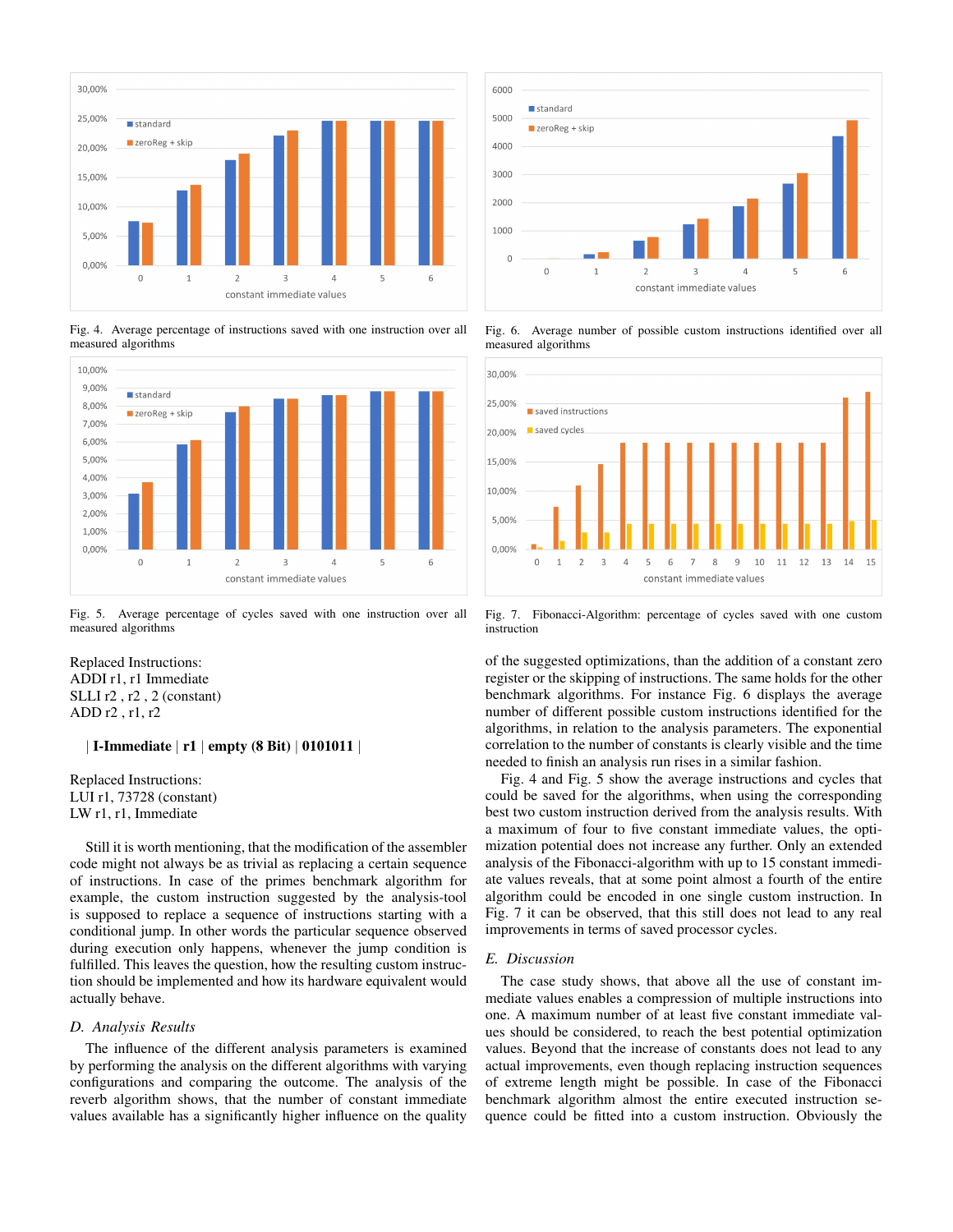Fig. 4. Average percentage of instructions saved with one instruction over all measured algorithms

Fig. 5. Average percentage of cycles saved with one instruction over all measured algorithms

Replaced Instructions:
ADDI r1, r1 Immediate
SLLI r2 , r2 , 2 (constant)
ADD r2 , r1, r2

| **I-Immediate** | **r1** | **empty (8 Bit)** | **0101011** |

Replaced Instructions:
LUI r1, 73728 (constant)
LW r1, r1, Immediate

Still it is worth mentioning, that the modification of the assembler code might not always be as trivial as replacing a certain sequence of instructions. In case of the primes benchmark algorithm for example, the custom instruction suggested by the analysis-tool is supposed to replace a sequence of instructions starting with a conditional jump. In other words the particular sequence observed during execution only happens, whenever the jump condition is fulfilled. This leaves the question, how the resulting custom instruction should be implemented and how its hardware equivalent would actually behave.

### D. Analysis Results

The influence of the different analysis parameters is examined by performing the analysis on the different algorithms with varying configurations and comparing the outcome. The analysis of the reverb algorithm shows, that the number of constant immediate values available has a significantly higher influence on the quality of the suggested optimizations, than the addition of a constant zero register or the skipping of instructions. The same holds for the other benchmark algorithms. For instance Fig. 6 displays the average number of different possible custom instructions identified for the algorithms, in relation to the analysis parameters. The exponential correlation to the number of constants is clearly visible and the time needed to finish an analysis run rises in a similar fashion.

Fig. 6. Average number of possible custom instructions identified over all measured algorithms

Fig. 7. Fibonacci-Algorithm: percentage of cycles saved with one custom instruction

Fig. 4 and Fig. 5 show the average instructions and cycles that could be saved for the algorithms, when using the corresponding best two custom instruction derived from the analysis results. With a maximum of four to five constant immediate values, the optimization potential does not increase any further. Only an extended analysis of the Fibonacci-algorithm with up to 15 constant immediate values reveals, that at some point almost a fourth of the entire algorithm could be encoded in one single custom instruction. In Fig. 7 it can be observed, that this still does not lead to any real improvements in terms of saved processor cycles.

### E. Discussion

The case study shows, that above all the use of constant immediate values enables a compression of multiple instructions into one. A maximum number of at least five constant immediate values should be considered, to reach the best potential optimization values. Beyond that the increase of constants does not lead to any actual improvements, even though replacing instruction sequences of extreme length might be possible. In case of the Fibonacci benchmark algorithm almost the entire executed instruction sequence could be fitted into a custom instruction. Obviously the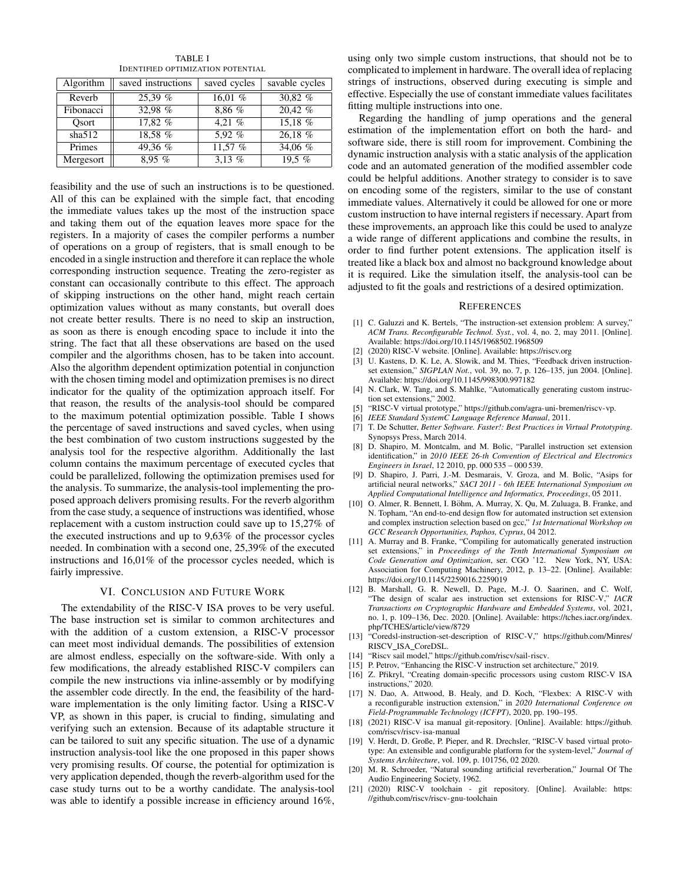TABLE I
IDENTIFIED OPTIMIZATION POTENTIAL

| Algorithm | saved instructions | saved cycles | savable cycles |
|---|---|---|---|
| Reverb | 25,39 % | 16,01 % | 30,82 % |
| Fibonacci | 32,98 % | 8,86 % | 20,42 % |
| Qsort | 17,82 % | 4,21 % | 15,18 % |
| sha512 | 18,58 % | 5,92 % | 26,18 % |
| Primes | 49,36 % | 11,57 % | 34,06 % |
| Mergesort | 8,95 % | 3,13 % | 19,5 % |

feasibility and the use of such an instructions is to be questioned. All of this can be explained with the simple fact, that encoding the immediate values takes up the most of the instruction space and taking them out of the equation leaves more space for the registers. In a majority of cases the compiler performs a number of operations on a group of registers, that is small enough to be encoded in a single instruction and therefore it can replace the whole corresponding instruction sequence. Treating the zero-register as constant can occasionally contribute to this effect. The approach of skipping instructions on the other hand, might reach certain optimization values without as many constants, but overall does not create better results. There is no need to skip an instruction, as soon as there is enough encoding space to include it into the string. The fact that all these observations are based on the used compiler and the algorithms chosen, has to be taken into account. Also the algorithm dependent optimization potential in conjunction with the chosen timing model and optimization premises is no direct indicator for the quality of the optimization approach itself. For that reason, the results of the analysis-tool should be compared to the maximum potential optimization possible. Table I shows the percentage of saved instructions and saved cycles, when using the best combination of two custom instructions suggested by the analysis tool for the respective algorithm. Additionally the last column contains the maximum percentage of executed cycles that could be parallelized, following the optimization premises used for the analysis. To summarize, the analysis-tool implementing the proposed approach delivers promising results. For the reverb algorithm from the case study, a sequence of instructions was identified, whose replacement with a custom instruction could save up to 15,27% of the executed instructions and up to 9,63% of the processor cycles needed. In combination with a second one, 25,39% of the executed instructions and 16,01% of the processor cycles needed, which is fairly impressive.

## VI. CONCLUSION AND FUTURE WORK

The extendability of the RISC-V ISA proves to be very useful. The base instruction set is similar to common architectures and with the addition of a custom extension, a RISC-V processor can meet most individual demands. The possibilities of extension are almost endless, especially on the software-side. With only a few modifications, the already established RISC-V compilers can compile the new instructions via inline-assembly or by modifying the assembler code directly. In the end, the feasibility of the hardware implementation is the only limiting factor. Using a RISC-V VP, as shown in this paper, is crucial to finding, simulating and verifying such an extension. Because of its adaptable structure it can be tailored to suit any specific situation. The use of a dynamic instruction analysis-tool like the one proposed in this paper shows very promising results. Of course, the potential for optimization is very application depended, though the reverb-algorithm used for the case study turns out to be a worthy candidate. The analysis-tool was able to identify a possible increase in efficiency around 16%, using only two simple custom instructions, that should not be to complicated to implement in hardware. The overall idea of replacing strings of instructions, observed during executing is simple and effective. Especially the use of constant immediate values facilitates fitting multiple instructions into one.

Regarding the handling of jump operations and the general estimation of the implementation effort on both the hard- and software side, there is still room for improvement. Combining the dynamic instruction analysis with a static analysis of the application code and an automated generation of the modified assembler code could be helpful additions. Another strategy to consider is to save on encoding some of the registers, similar to the use of constant immediate values. Alternatively it could be allowed for one or more custom instruction to have internal registers if necessary. Apart from these improvements, an approach like this could be used to analyze a wide range of different applications and combine the results, in order to find further potent extensions. The application itself is treated like a black box and almost no background knowledge about it is required. Like the simulation itself, the analysis-tool can be adjusted to fit the goals and restrictions of a desired optimization.

## REFERENCES

[1] C. Galuzzi and K. Bertels, "The instruction-set extension problem: A survey," *ACM Trans. Reconfigurable Technol. Syst.*, vol. 4, no. 2, may 2011. [Online]. Available: https://doi.org/10.1145/1968502.1968509

[2] (2020) RISC-V website. [Online]. Available: https://riscv.org

[3] U. Kastens, D. K. Le, A. Slowik, and M. Thies, "Feedback driven instruction-set extension," *SIGPLAN Not.*, vol. 39, no. 7, p. 126–135, jun 2004. [Online]. Available: https://doi.org/10.1145/998300.997182

[4] N. Clark, W. Tang, and S. Mahlke, "Automatically generating custom instruction set extensions," 2002.

[5] "RISC-V virtual prototype," https://github.com/agra-uni-bremen/riscv-vp.

[6] *IEEE Standard SystemC Language Reference Manual*, 2011.

[7] T. De Schutter, *Better Software. Faster!: Best Practices in Virtual Prototyping*. Synopsys Press, March 2014.

[8] D. Shapiro, M. Montcalm, and M. Bolic, "Parallel instruction set extension identification," in *2010 IEEE 26-th Convention of Electrical and Electronics Engineers in Israel*, 12 2010, pp. 000 535 – 000 539.

[9] D. Shapiro, J. Parri, J.-M. Desmarais, V. Groza, and M. Bolic, "Asips for artificial neural networks," *SACI 2011 - 6th IEEE International Symposium on Applied Computational Intelligence and Informatics, Proceedings*, 05 2011.

[10] O. Almer, R. Bennett, I. Böhm, A. Murray, X. Qu, M. Zuluaga, B. Franke, and N. Topham, "An end-to-end design flow for automated instruction set extension and complex instruction selection based on gcc," *1st International Workshop on GCC Research Opportunities, Paphos, Cyprus*, 04 2012.

[11] A. Murray and B. Franke, "Compiling for automatically generated instruction set extensions," in *Proceedings of the Tenth International Symposium on Code Generation and Optimization*, ser. CGO '12. New York, NY, USA: Association for Computing Machinery, 2012, p. 13–22. [Online]. Available: https://doi.org/10.1145/2259016.2259019

[12] B. Marshall, G. R. Newell, D. Page, M.-J. O. Saarinen, and C. Wolf, "The design of scalar aes instruction set extensions for RISC-V," *IACR Transactions on Cryptographic Hardware and Embedded Systems*, vol. 2021, no. 1, p. 109–136, Dec. 2020. [Online]. Available: https://tches.iacr.org/index.php/TCHES/article/view/8729

[13] "Coredsl-instruction-set-description of RISC-V," https://github.com/Minres/RISCV_ISA_CoreDSL.

[14] "Riscv sail model," https://github.com/riscv/sail-riscv.

[15] P. Petrov, "Enhancing the RISC-V instruction set architecture," 2019.

[16] Z. Přikryl, "Creating domain-specific processors using custom RISC-V ISA instructions," 2020.

[17] N. Dao, A. Attwood, B. Healy, and D. Koch, "Flexbex: A RISC-V with a reconfigurable instruction extension," in *2020 International Conference on Field-Programmable Technology (ICFPT)*, 2020, pp. 190–195.

[18] (2021) RISC-V isa manual git-repository. [Online]. Available: https://github.com/riscv/riscv-isa-manual

[19] V. Herdt, D. Große, P. Pieper, and R. Drechsler, "RISC-V based virtual prototype: An extensible and configurable platform for the system-level," *Journal of Systems Architecture*, vol. 109, p. 101756, 02 2020.

[20] M. R. Schroeder, "Natural sounding artificial reverberation," Journal Of The Audio Engineering Society, 1962.

[21] (2020) RISC-V toolchain - git repository. [Online]. Available: https://github.com/riscv/riscv-gnu-toolchain